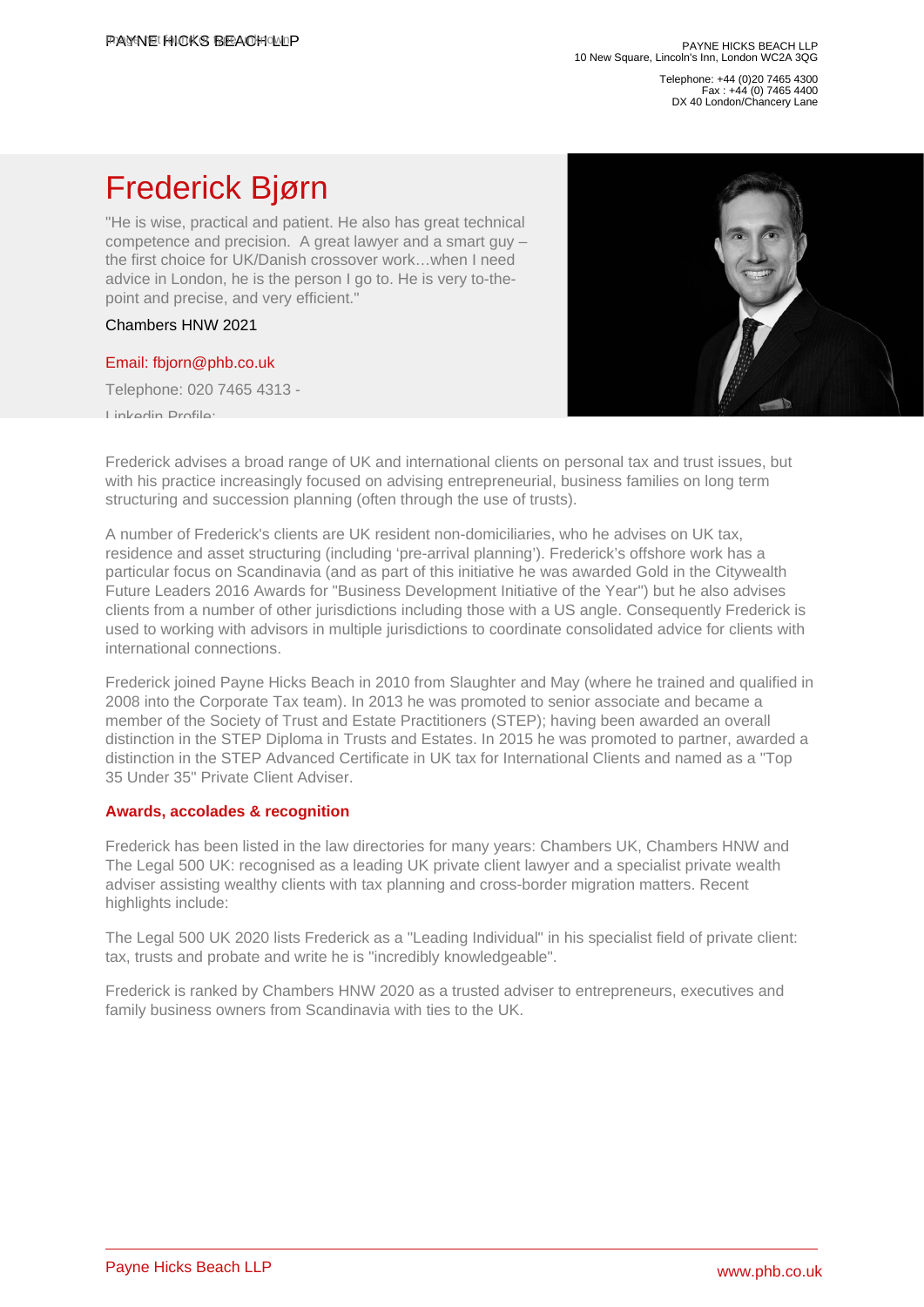PAYNE HICKS BEACH LLP
10 New Square, Lincoln's Inn, London WC2A 3QG

Telephone: +44 (0)20 7465 4300
Fax : +44 (0) 7465 4400
DX 40 London/Chancery Lane

# Frederick Bjørn

"He is wise, practical and patient. He also has great technical competence and precision. A great lawyer and a smart guy – the first choice for UK/Danish crossover work…when I need advice in London, he is the person I go to. He is very to-the-point and precise, and very efficient."

Chambers HNW 2021

Email: fbjorn@phb.co.uk

Telephone: 020 7465 4313 -

Linkedin Profile:

Frederick advises a broad range of UK and international clients on personal tax and trust issues, but with his practice increasingly focused on advising entrepreneurial, business families on long term structuring and succession planning (often through the use of trusts).

A number of Frederick's clients are UK resident non-domiciliaries, who he advises on UK tax, residence and asset structuring (including 'pre-arrival planning'). Frederick's offshore work has a particular focus on Scandinavia (and as part of this initiative he was awarded Gold in the Citywealth Future Leaders 2016 Awards for "Business Development Initiative of the Year") but he also advises clients from a number of other jurisdictions including those with a US angle. Consequently Frederick is used to working with advisors in multiple jurisdictions to coordinate consolidated advice for clients with international connections.

Frederick joined Payne Hicks Beach in 2010 from Slaughter and May (where he trained and qualified in 2008 into the Corporate Tax team). In 2013 he was promoted to senior associate and became a member of the Society of Trust and Estate Practitioners (STEP); having been awarded an overall distinction in the STEP Diploma in Trusts and Estates. In 2015 he was promoted to partner, awarded a distinction in the STEP Advanced Certificate in UK tax for International Clients and named as a "Top 35 Under 35" Private Client Adviser.

### Awards, accolades & recognition

Frederick has been listed in the law directories for many years: Chambers UK, Chambers HNW and The Legal 500 UK: recognised as a leading UK private client lawyer and a specialist private wealth adviser assisting wealthy clients with tax planning and cross-border migration matters. Recent highlights include:

The Legal 500 UK 2020 lists Frederick as a "Leading Individual" in his specialist field of private client: tax, trusts and probate and write he is "incredibly knowledgeable".

Frederick is ranked by Chambers HNW 2020 as a trusted adviser to entrepreneurs, executives and family business owners from Scandinavia with ties to the UK.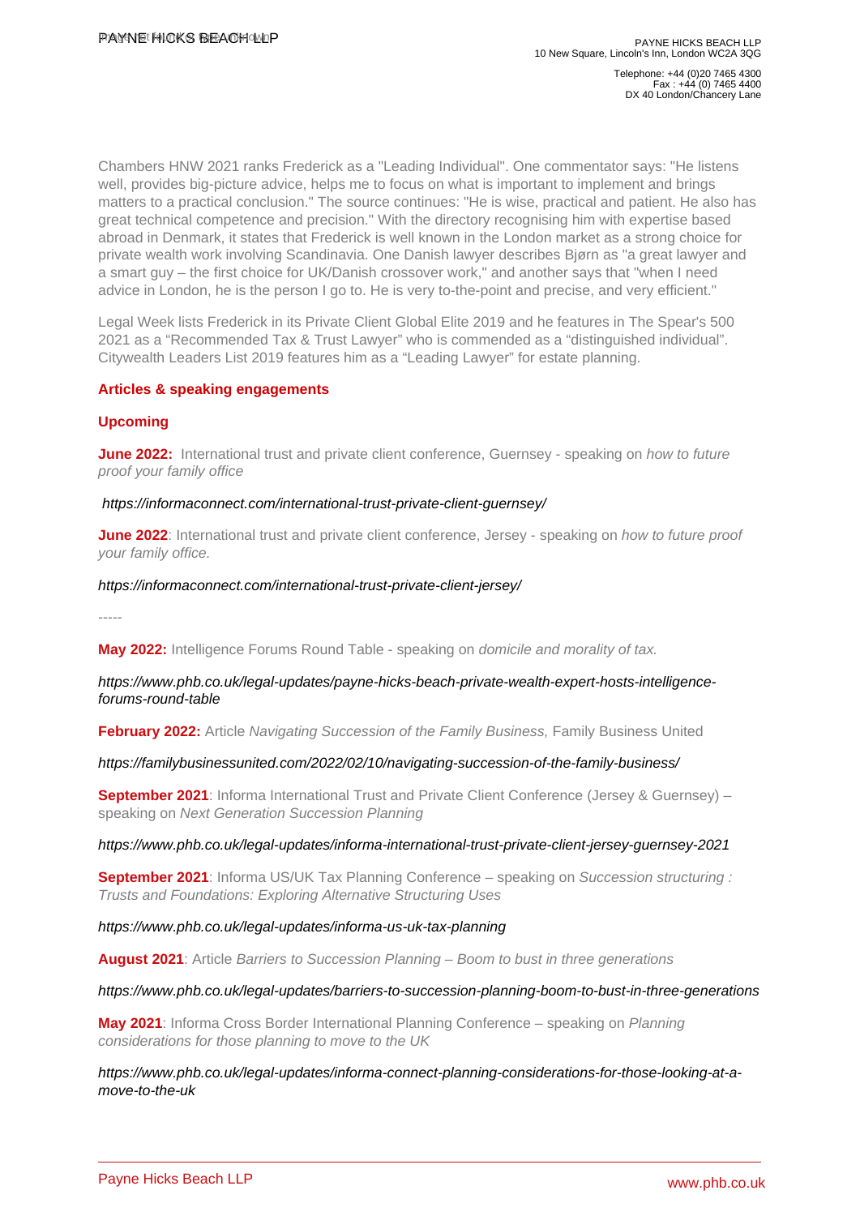Chambers HNW 2021 ranks Frederick as a "Leading Individual". One commentator says: "He listens well, provides big-picture advice, helps me to focus on what is important to implement and brings matters to a practical conclusion." The source continues: "He is wise, practical and patient. He also has great technical competence and precision." With the directory recognising him with expertise based abroad in Denmark, it states that Frederick is well known in the London market as a strong choice for private wealth work involving Scandinavia. One Danish lawyer describes Bjørn as "a great lawyer and a smart guy – the first choice for UK/Danish crossover work," and another says that "when I need advice in London, he is the person I go to. He is very to-the-point and precise, and very efficient."

Legal Week lists Frederick in its Private Client Global Elite 2019 and he features in The Spear's 500 2021 as a "Recommended Tax & Trust Lawyer" who is commended as a "distinguished individual". Citywealth Leaders List 2019 features him as a "Leading Lawyer" for estate planning.

**Articles & speaking engagements**

**Upcoming**

**June 2022:** International trust and private client conference, Guernsey - speaking on *how to future proof your family office*

https://informaconnect.com/international-trust-private-client-guernsey/

**June 2022**: International trust and private client conference, Jersey - speaking on *how to future proof your family office.*

https://informaconnect.com/international-trust-private-client-jersey/

-----

**May 2022:** Intelligence Forums Round Table - speaking on *domicile and morality of tax.*

https://www.phb.co.uk/legal-updates/payne-hicks-beach-private-wealth-expert-hosts-intelligence-forums-round-table

**February 2022:** Article *Navigating Succession of the Family Business,* Family Business United

https://familybusinessunited.com/2022/02/10/navigating-succession-of-the-family-business/

**September 2021**: Informa International Trust and Private Client Conference (Jersey & Guernsey) – speaking on *Next Generation Succession Planning*

https://www.phb.co.uk/legal-updates/informa-international-trust-private-client-jersey-guernsey-2021

**September 2021**: Informa US/UK Tax Planning Conference – speaking on *Succession structuring : Trusts and Foundations: Exploring Alternative Structuring Uses*

https://www.phb.co.uk/legal-updates/informa-us-uk-tax-planning

**August 2021**: Article *Barriers to Succession Planning – Boom to bust in three generations*

https://www.phb.co.uk/legal-updates/barriers-to-succession-planning-boom-to-bust-in-three-generations

**May 2021**: Informa Cross Border International Planning Conference – speaking on *Planning considerations for those planning to move to the UK*

https://www.phb.co.uk/legal-updates/informa-connect-planning-considerations-for-those-looking-at-a-move-to-the-uk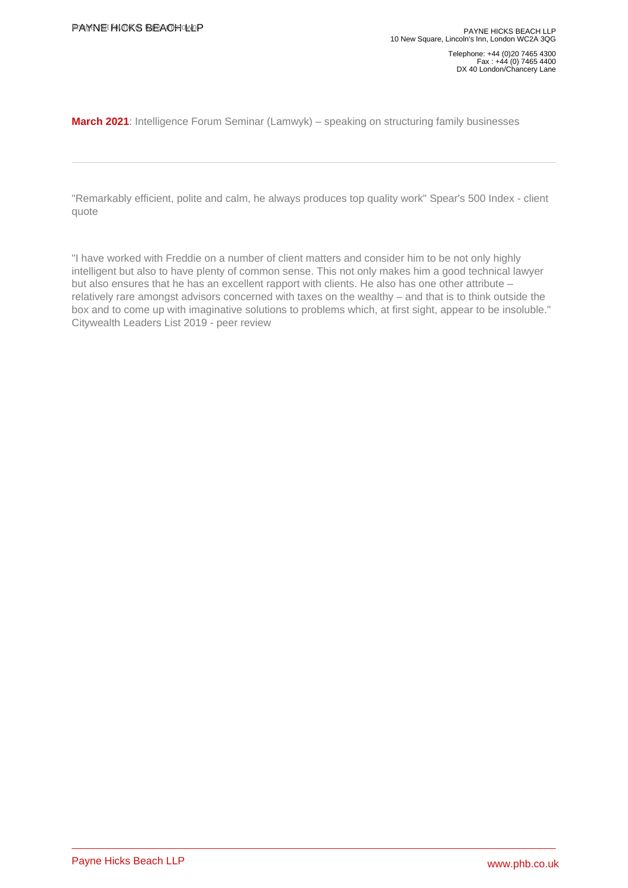**March 2021**: Intelligence Forum Seminar (Lamwyk) – speaking on structuring family businesses

---

"Remarkably efficient, polite and calm, he always produces top quality work" Spear's 500 Index - client quote

"I have worked with Freddie on a number of client matters and consider him to be not only highly intelligent but also to have plenty of common sense. This not only makes him a good technical lawyer but also ensures that he has an excellent rapport with clients. He also has one other attribute – relatively rare amongst advisors concerned with taxes on the wealthy – and that is to think outside the box and to come up with imaginative solutions to problems which, at first sight, appear to be insoluble." Citywealth Leaders List 2019 - peer review